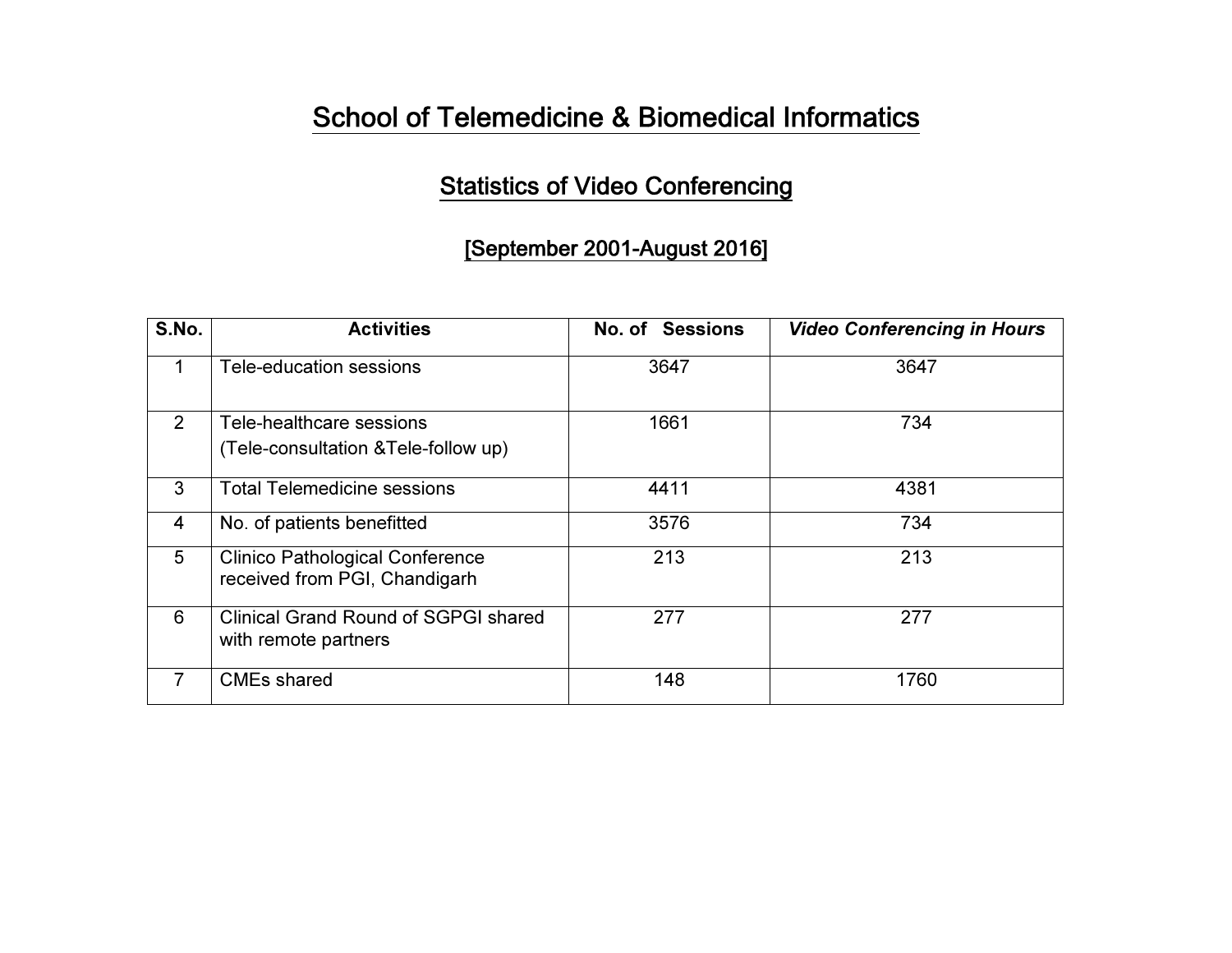# School of Telemedicine & Biomedical Informatics

## Statistics of Video Conferencing

### [September 2001-August 2016]

| S.No. | Activities | No. of Sessions | *Video Conferencing in Hours* |
|---|---|---|---|
| 1 | Tele-education sessions | 3647 | 3647 |
| 2 | Tele-healthcare sessions (Tele-consultation &Tele-follow up) | 1661 | 734 |
| 3 | Total Telemedicine sessions | 4411 | 4381 |
| 4 | No. of patients benefitted | 3576 | 734 |
| 5 | Clinico Pathological Conference received from PGI, Chandigarh | 213 | 213 |
| 6 | Clinical Grand Round of SGPGI shared with remote partners | 277 | 277 |
| 7 | CMEs shared | 148 | 1760 |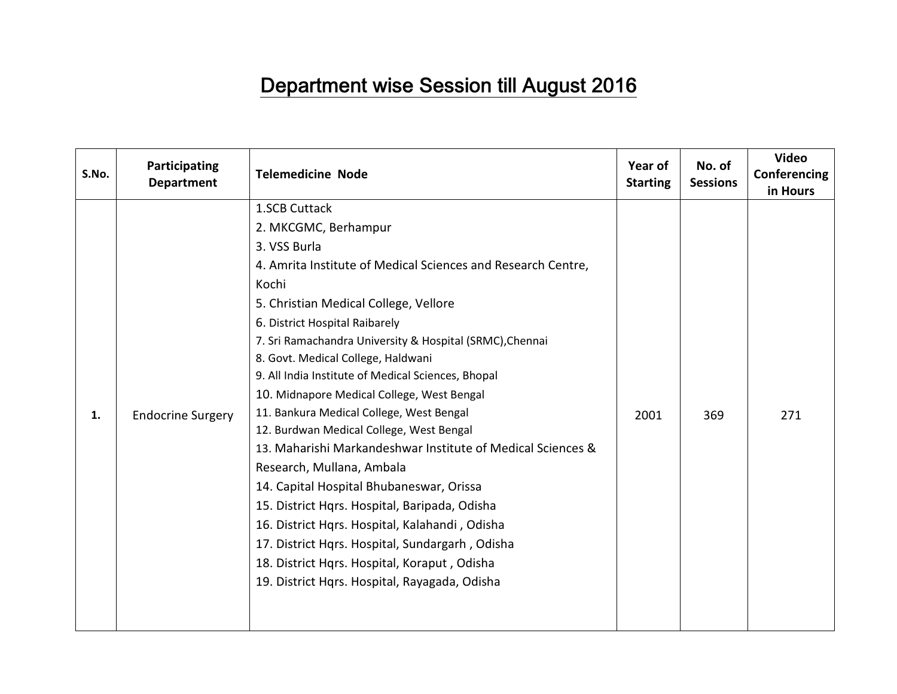# Department wise Session till August 2016

| S.No. | Participating Department | Telemedicine Node | Year of Starting | No. of Sessions | Video Conferencing in Hours |
|---|---|---|---|---|---|
| 1. | Endocrine Surgery | 1.SCB Cuttack<br>2. MKCGMC, Berhampur<br>3. VSS Burla<br>4. Amrita Institute of Medical Sciences and Research Centre, Kochi<br>5. Christian Medical College, Vellore<br>6. District Hospital Raibarely<br>7. Sri Ramachandra University & Hospital (SRMC),Chennai<br>8. Govt. Medical College, Haldwani<br>9. All India Institute of Medical Sciences, Bhopal<br>10. Midnapore Medical College, West Bengal<br>11. Bankura Medical College, West Bengal<br>12. Burdwan Medical College, West Bengal<br>13. Maharishi Markandeshwar Institute of Medical Sciences & Research, Mullana, Ambala<br>14. Capital Hospital Bhubaneswar, Orissa<br>15. District Hqrs. Hospital, Baripada, Odisha<br>16. District Hqrs. Hospital, Kalahandi , Odisha<br>17. District Hqrs. Hospital, Sundargarh , Odisha<br>18. District Hqrs. Hospital, Koraput , Odisha<br>19. District Hqrs. Hospital, Rayagada, Odisha | 2001 | 369 | 271 |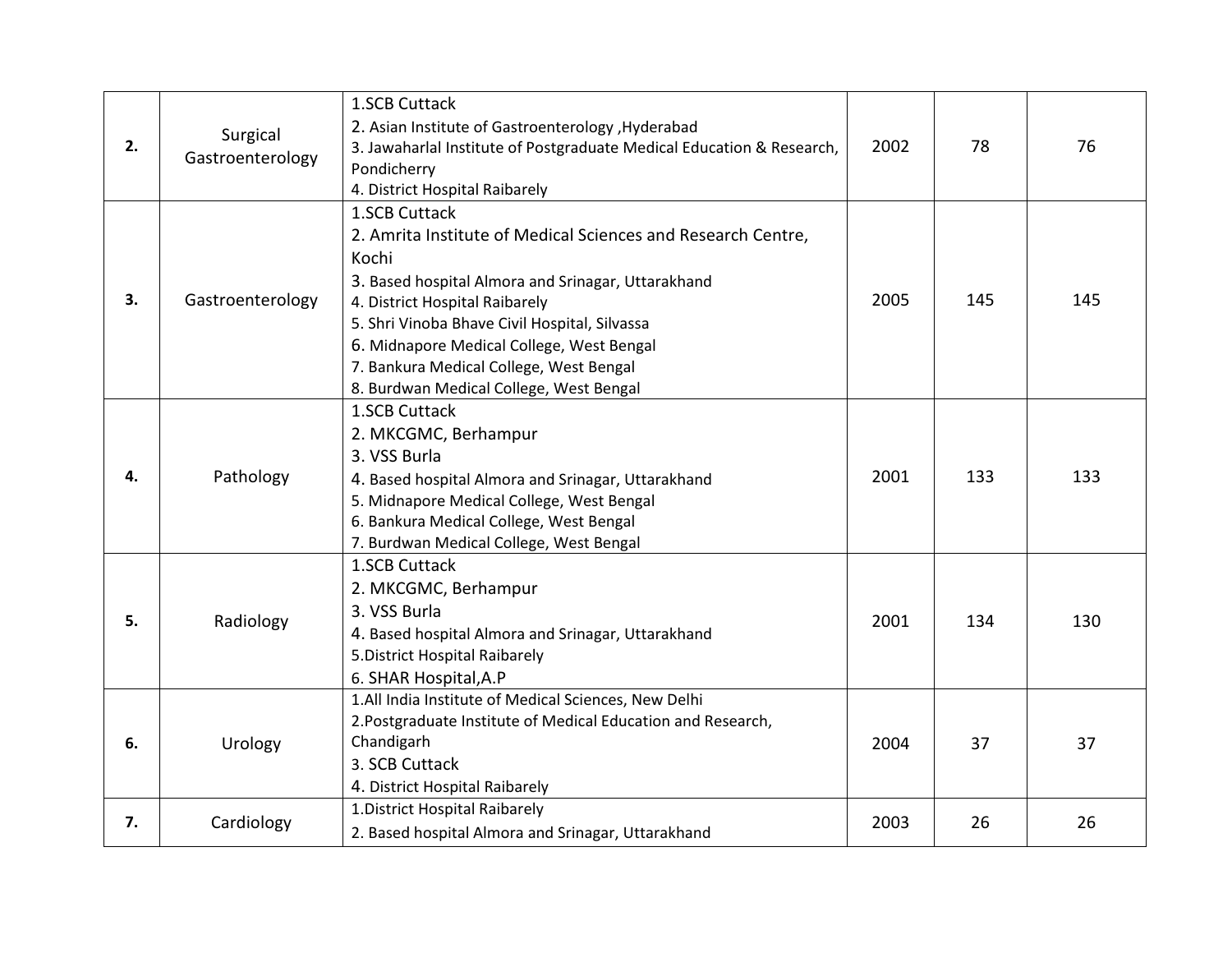| | | | | | |
|---|---|---|---|---|---|
| **2.** | Surgical Gastroenterology | 1.SCB Cuttack<br>2. Asian Institute of Gastroenterology ,Hyderabad<br>3. Jawaharlal Institute of Postgraduate Medical Education & Research, Pondicherry<br>4. District Hospital Raibarely | 2002 | 78 | 76 |
| **3.** | Gastroenterology | 1.SCB Cuttack<br>2. Amrita Institute of Medical Sciences and Research Centre, Kochi<br>3. Based hospital Almora and Srinagar, Uttarakhand<br>4. District Hospital Raibarely<br>5. Shri Vinoba Bhave Civil Hospital, Silvassa<br>6. Midnapore Medical College, West Bengal<br>7. Bankura Medical College, West Bengal<br>8. Burdwan Medical College, West Bengal | 2005 | 145 | 145 |
| **4.** | Pathology | 1.SCB Cuttack<br>2. MKCGMC, Berhampur<br>3. VSS Burla<br>4. Based hospital Almora and Srinagar, Uttarakhand<br>5. Midnapore Medical College, West Bengal<br>6. Bankura Medical College, West Bengal<br>7. Burdwan Medical College, West Bengal | 2001 | 133 | 133 |
| **5.** | Radiology | 1.SCB Cuttack<br>2. MKCGMC, Berhampur<br>3. VSS Burla<br>4. Based hospital Almora and Srinagar, Uttarakhand<br>5.District Hospital Raibarely<br>6. SHAR Hospital,A.P | 2001 | 134 | 130 |
| **6.** | Urology | 1.All India Institute of Medical Sciences, New Delhi<br>2.Postgraduate Institute of Medical Education and Research, Chandigarh<br>3. SCB Cuttack<br>4. District Hospital Raibarely | 2004 | 37 | 37 |
| **7.** | Cardiology | 1.District Hospital Raibarely<br>2. Based hospital Almora and Srinagar, Uttarakhand | 2003 | 26 | 26 |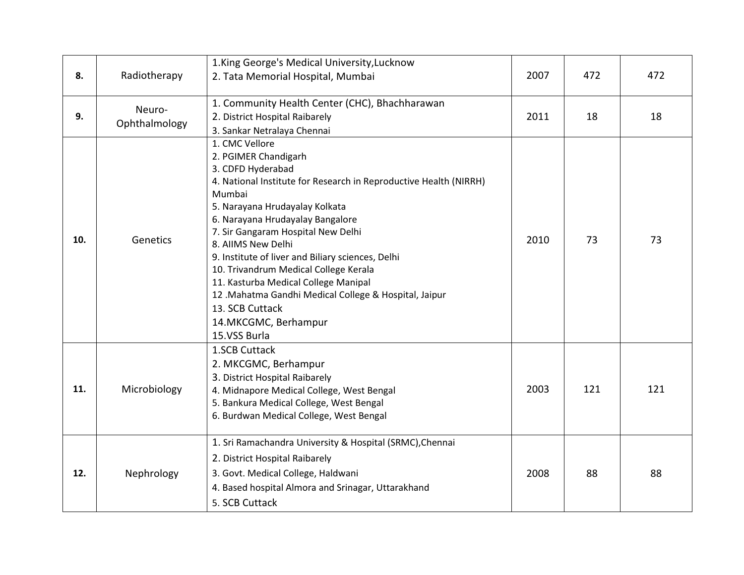| | | | | | |
|---|---|---|---|---|---|
| **8.** | Radiotherapy | 1.King George's Medical University,Lucknow<br>2. Tata Memorial Hospital, Mumbai | 2007 | 472 | 472 |
| **9.** | Neuro-Ophthalmology | 1. Community Health Center (CHC), Bhachharawan<br>2. District Hospital Raibarely<br>3. Sankar Netralaya Chennai | 2011 | 18 | 18 |
| **10.** | Genetics | 1. CMC Vellore<br>2. PGIMER Chandigarh<br>3. CDFD Hyderabad<br>4. National Institute for Research in Reproductive Health (NIRRH) Mumbai<br>5. Narayana Hrudayalay Kolkata<br>6. Narayana Hrudayalay Bangalore<br>7. Sir Gangaram Hospital New Delhi<br>8. AIIMS New Delhi<br>9. Institute of liver and Biliary sciences, Delhi<br>10. Trivandrum Medical College Kerala<br>11. Kasturba Medical College Manipal<br>12 .Mahatma Gandhi Medical College & Hospital, Jaipur<br>13. SCB Cuttack<br>14.MKCGMC, Berhampur<br>15.VSS Burla | 2010 | 73 | 73 |
| **11.** | Microbiology | 1.SCB Cuttack<br>2. MKCGMC, Berhampur<br>3. District Hospital Raibarely<br>4. Midnapore Medical College, West Bengal<br>5. Bankura Medical College, West Bengal<br>6. Burdwan Medical College, West Bengal | 2003 | 121 | 121 |
| **12.** | Nephrology | 1. Sri Ramachandra University & Hospital (SRMC),Chennai<br>2. District Hospital Raibarely<br>3. Govt. Medical College, Haldwani<br>4. Based hospital Almora and Srinagar, Uttarakhand<br>5. SCB Cuttack | 2008 | 88 | 88 |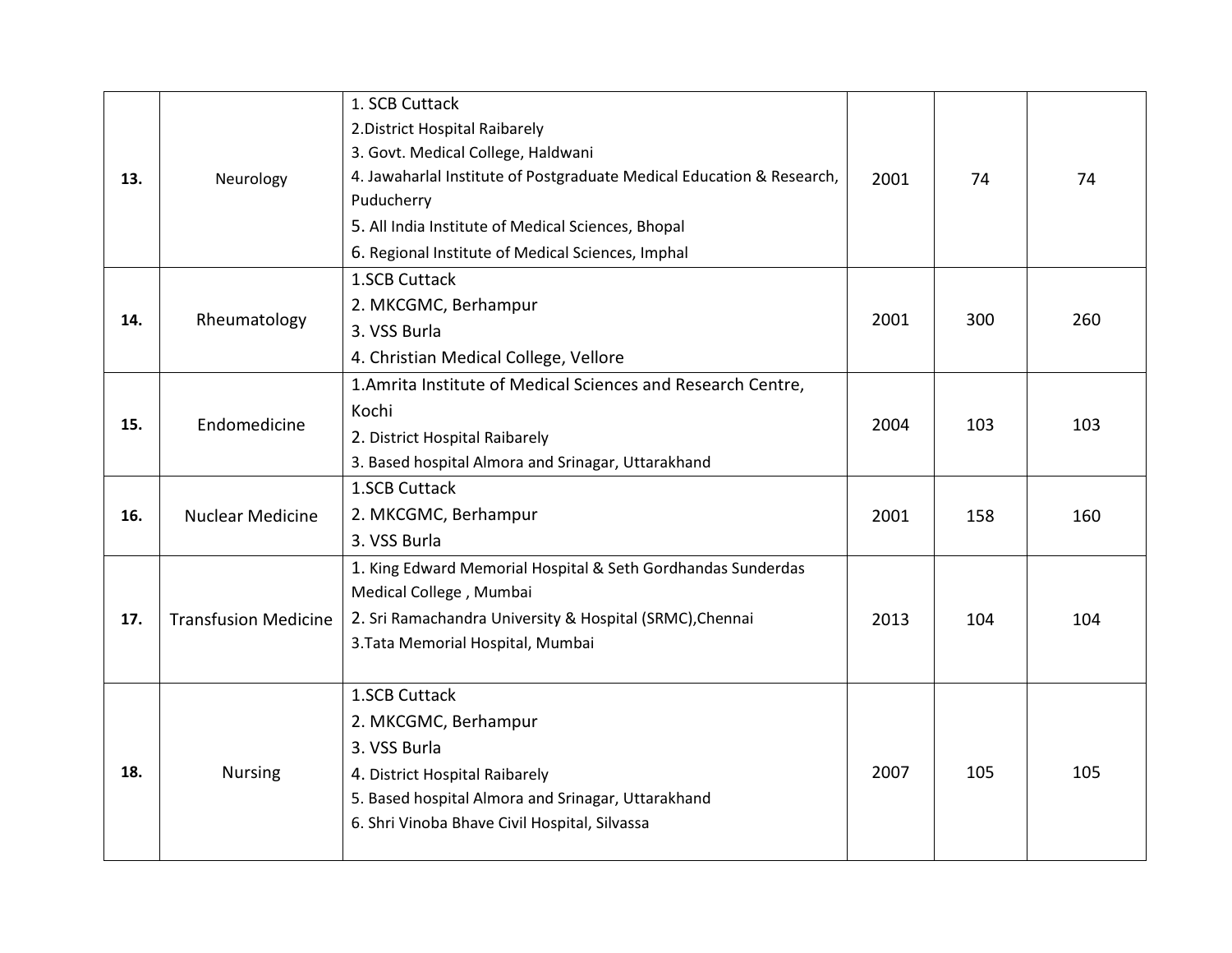| | | | | | |
|---|---|---|---|---|---|
| **13.** | Neurology | 1. SCB Cuttack<br>2.District Hospital Raibarely<br>3. Govt. Medical College, Haldwani<br>4. Jawaharlal Institute of Postgraduate Medical Education & Research, Puducherry<br>5. All India Institute of Medical Sciences, Bhopal<br>6. Regional Institute of Medical Sciences, Imphal | 2001 | 74 | 74 |
| **14.** | Rheumatology | 1.SCB Cuttack<br>2. MKCGMC, Berhampur<br>3. VSS Burla<br>4. Christian Medical College, Vellore | 2001 | 300 | 260 |
| **15.** | Endomedicine | 1.Amrita Institute of Medical Sciences and Research Centre, Kochi<br>2. District Hospital Raibarely<br>3. Based hospital Almora and Srinagar, Uttarakhand | 2004 | 103 | 103 |
| **16.** | Nuclear Medicine | 1.SCB Cuttack<br>2. MKCGMC, Berhampur<br>3. VSS Burla | 2001 | 158 | 160 |
| **17.** | Transfusion Medicine | 1. King Edward Memorial Hospital & Seth Gordhandas Sunderdas Medical College , Mumbai<br>2. Sri Ramachandra University & Hospital (SRMC),Chennai<br>3.Tata Memorial Hospital, Mumbai | 2013 | 104 | 104 |
| **18.** | Nursing | 1.SCB Cuttack<br>2. MKCGMC, Berhampur<br>3. VSS Burla<br>4. District Hospital Raibarely<br>5. Based hospital Almora and Srinagar, Uttarakhand<br>6. Shri Vinoba Bhave Civil Hospital, Silvassa | 2007 | 105 | 105 |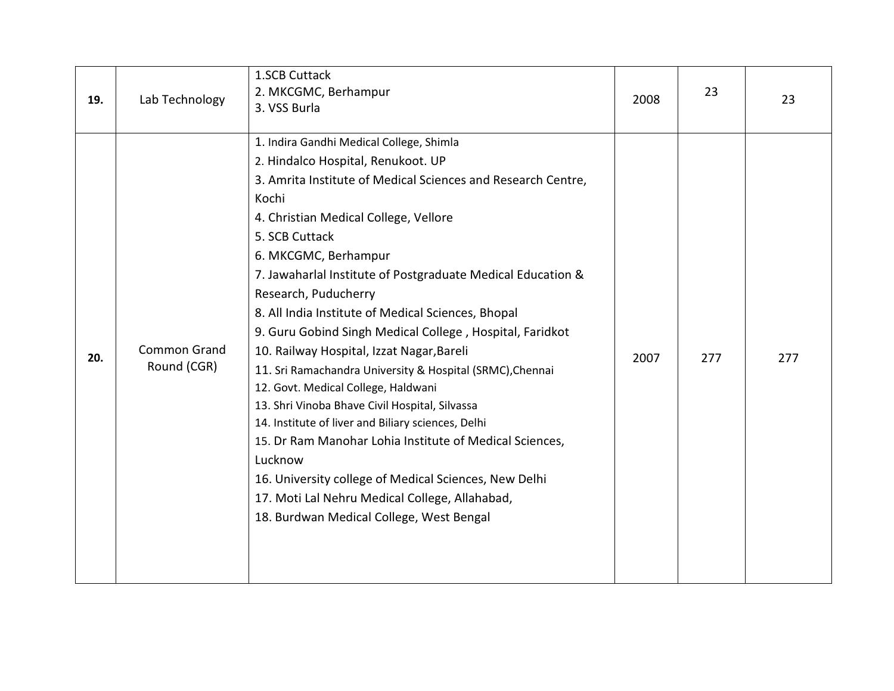| | | | | | |
|---|---|---|---|---|---|
| **19.** | Lab Technology | 1.SCB Cuttack<br>2. MKCGMC, Berhampur<br>3. VSS Burla | 2008 | 23 | 23 |
| **20.** | Common Grand Round (CGR) | 1. Indira Gandhi Medical College, Shimla<br>2. Hindalco Hospital, Renukoot. UP<br>3. Amrita Institute of Medical Sciences and Research Centre, Kochi<br>4. Christian Medical College, Vellore<br>5. SCB Cuttack<br>6. MKCGMC, Berhampur<br>7. Jawaharlal Institute of Postgraduate Medical Education & Research, Puducherry<br>8. All India Institute of Medical Sciences, Bhopal<br>9. Guru Gobind Singh Medical College , Hospital, Faridkot<br>10. Railway Hospital, Izzat Nagar,Bareli<br>11. Sri Ramachandra University & Hospital (SRMC),Chennai<br>12. Govt. Medical College, Haldwani<br>13. Shri Vinoba Bhave Civil Hospital, Silvassa<br>14. Institute of liver and Biliary sciences, Delhi<br>15. Dr Ram Manohar Lohia Institute of Medical Sciences, Lucknow<br>16. University college of Medical Sciences, New Delhi<br>17. Moti Lal Nehru Medical College, Allahabad,<br>18. Burdwan Medical College, West Bengal | 2007 | 277 | 277 |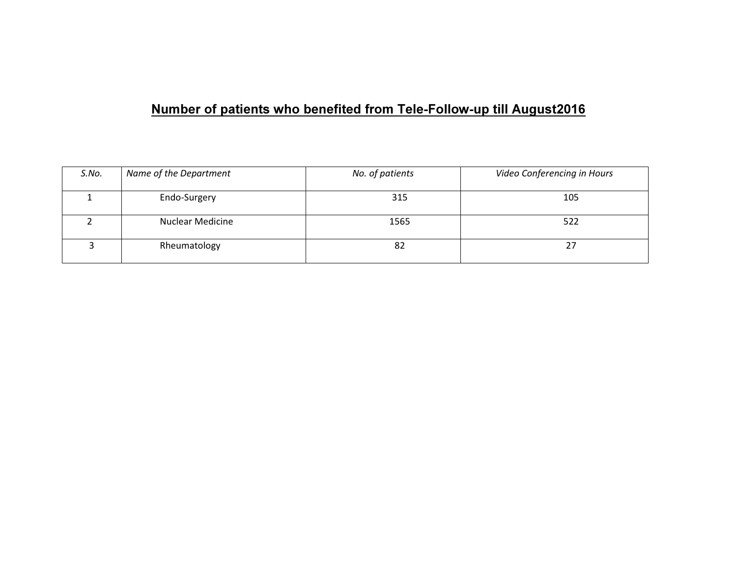## Number of patients who benefited from Tele-Follow-up till August2016

| *S.No.* | *Name of the Department* | *No. of patients* | *Video Conferencing in Hours* |
|---|---|---|---|
| 1 | Endo-Surgery | 315 | 105 |
| 2 | Nuclear Medicine | 1565 | 522 |
| 3 | Rheumatology | 82 | 27 |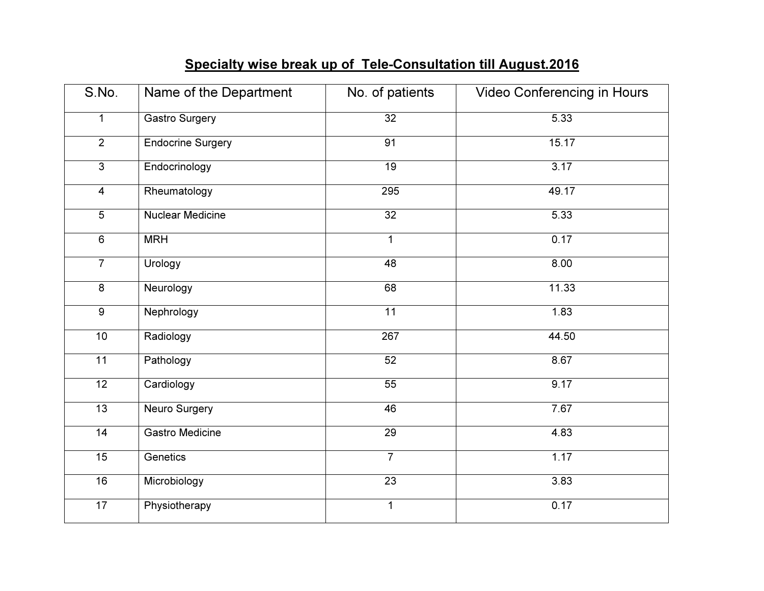## Specialty wise break up of Tele-Consultation till August.2016

| S.No. | Name of the Department | No. of patients | Video Conferencing in Hours |
|---|---|---|---|
| 1 | Gastro Surgery | 32 | 5.33 |
| 2 | Endocrine Surgery | 91 | 15.17 |
| 3 | Endocrinology | 19 | 3.17 |
| 4 | Rheumatology | 295 | 49.17 |
| 5 | Nuclear Medicine | 32 | 5.33 |
| 6 | MRH | 1 | 0.17 |
| 7 | Urology | 48 | 8.00 |
| 8 | Neurology | 68 | 11.33 |
| 9 | Nephrology | 11 | 1.83 |
| 10 | Radiology | 267 | 44.50 |
| 11 | Pathology | 52 | 8.67 |
| 12 | Cardiology | 55 | 9.17 |
| 13 | Neuro Surgery | 46 | 7.67 |
| 14 | Gastro Medicine | 29 | 4.83 |
| 15 | Genetics | 7 | 1.17 |
| 16 | Microbiology | 23 | 3.83 |
| 17 | Physiotherapy | 1 | 0.17 |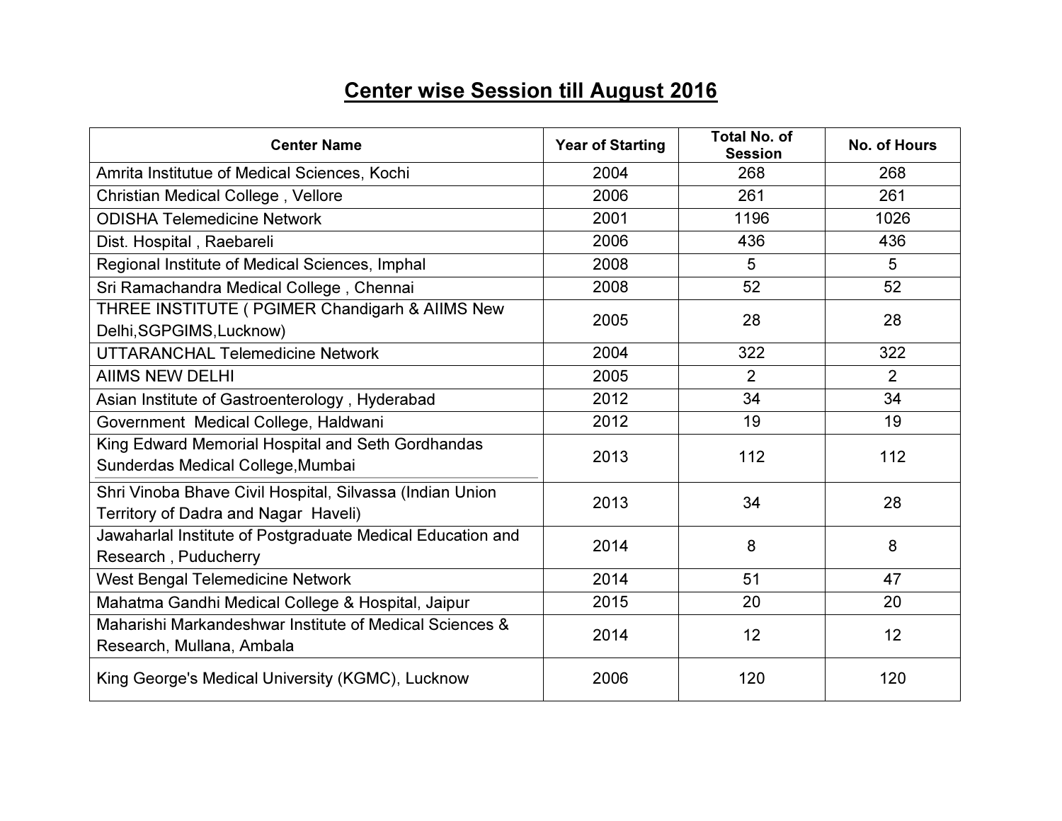# Center wise Session till August 2016

| Center Name | Year of Starting | Total No. of Session | No. of Hours |
|---|---|---|---|
| Amrita Institutue of Medical Sciences, Kochi | 2004 | 268 | 268 |
| Christian Medical College , Vellore | 2006 | 261 | 261 |
| ODISHA Telemedicine Network | 2001 | 1196 | 1026 |
| Dist. Hospital , Raebareli | 2006 | 436 | 436 |
| Regional Institute of Medical Sciences, Imphal | 2008 | 5 | 5 |
| Sri Ramachandra Medical College , Chennai | 2008 | 52 | 52 |
| THREE INSTITUTE ( PGIMER Chandigarh & AIIMS New Delhi,SGPGIMS,Lucknow) | 2005 | 28 | 28 |
| UTTARANCHAL Telemedicine Network | 2004 | 322 | 322 |
| AIIMS NEW DELHI | 2005 | 2 | 2 |
| Asian Institute of Gastroenterology , Hyderabad | 2012 | 34 | 34 |
| Government Medical College, Haldwani | 2012 | 19 | 19 |
| King Edward Memorial Hospital and Seth Gordhandas Sunderdas Medical College,Mumbai | 2013 | 112 | 112 |
| Shri Vinoba Bhave Civil Hospital, Silvassa (Indian Union Territory of Dadra and Nagar Haveli) | 2013 | 34 | 28 |
| Jawaharlal Institute of Postgraduate Medical Education and Research , Puducherry | 2014 | 8 | 8 |
| West Bengal Telemedicine Network | 2014 | 51 | 47 |
| Mahatma Gandhi Medical College & Hospital, Jaipur | 2015 | 20 | 20 |
| Maharishi Markandeshwar Institute of Medical Sciences & Research, Mullana, Ambala | 2014 | 12 | 12 |
| King George's Medical University (KGMC), Lucknow | 2006 | 120 | 120 |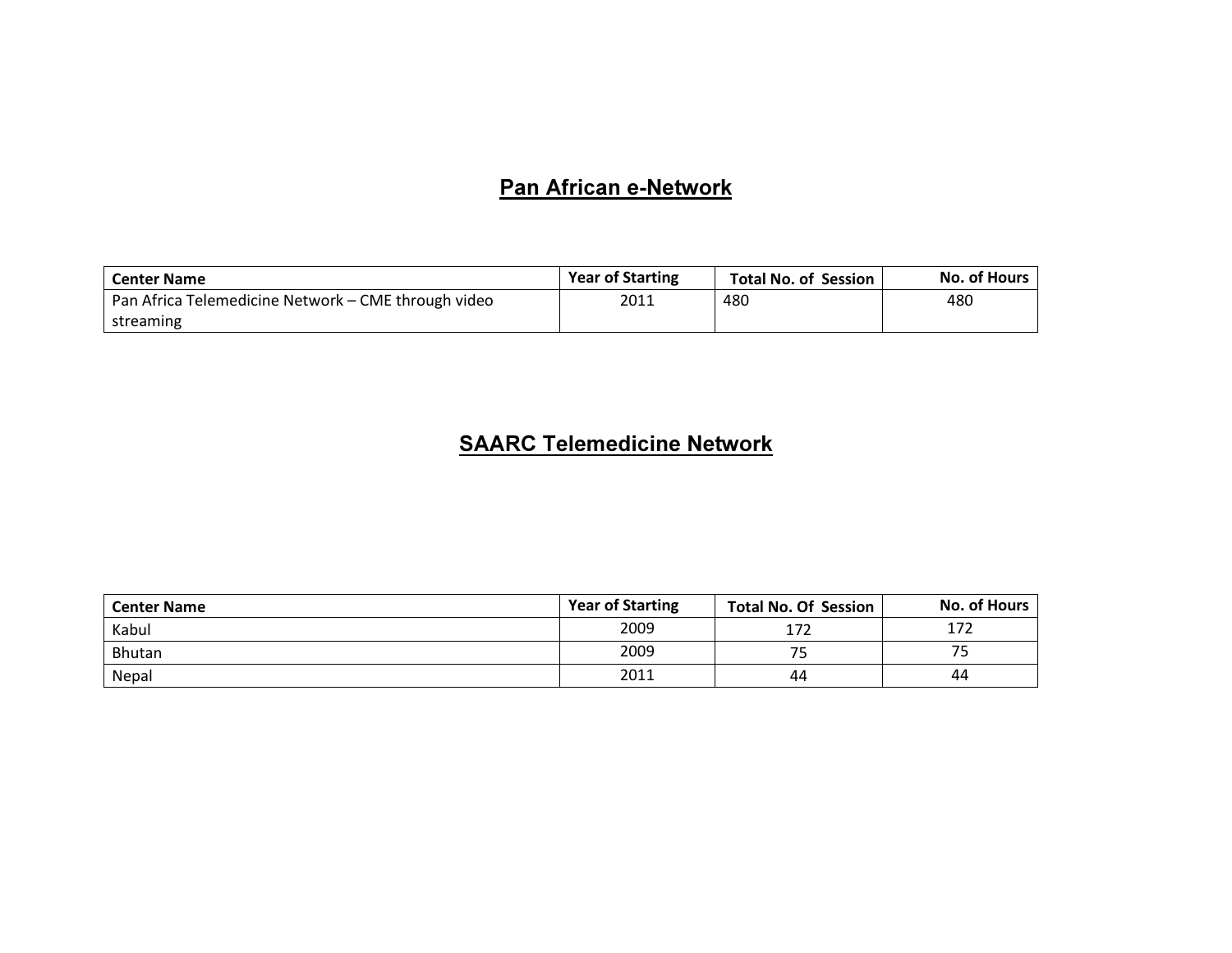## Pan African e-Network

| Center Name | Year of Starting | Total No. of Session | No. of Hours |
|---|---|---|---|
| Pan Africa Telemedicine Network – CME through video streaming | 2011 | 480 | 480 |

## SAARC Telemedicine Network

| Center Name | Year of Starting | Total No. Of Session | No. of Hours |
|---|---|---|---|
| Kabul | 2009 | 172 | 172 |
| Bhutan | 2009 | 75 | 75 |
| Nepal | 2011 | 44 | 44 |